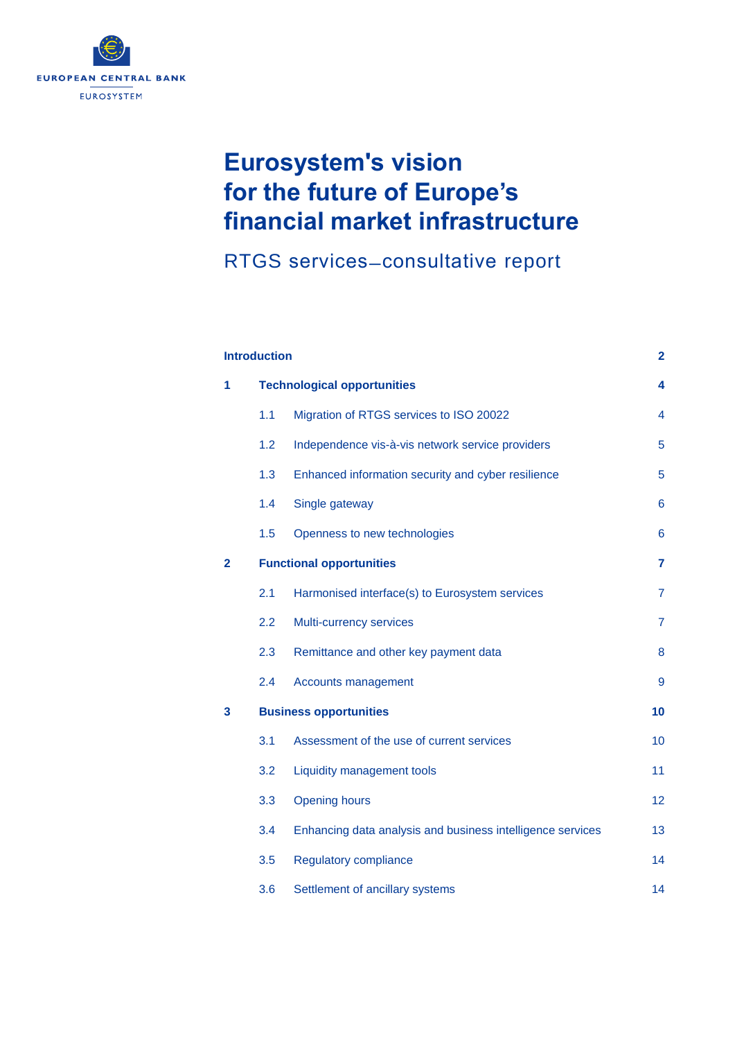EUROPEAN CENTRAL BANK

EUROSYSTEM

# Eurosystem's vision for the future of Europe's financial market infrastructure

## RTGS services–consultative report

| | | |
|---|---|---|
| **Introduction** | | **2** |
| **1** | **Technological opportunities** | **4** |
| 1.1 | Migration of RTGS services to ISO 20022 | 4 |
| 1.2 | Independence vis-à-vis network service providers | 5 |
| 1.3 | Enhanced information security and cyber resilience | 5 |
| 1.4 | Single gateway | 6 |
| 1.5 | Openness to new technologies | 6 |
| **2** | **Functional opportunities** | **7** |
| 2.1 | Harmonised interface(s) to Eurosystem services | 7 |
| 2.2 | Multi-currency services | 7 |
| 2.3 | Remittance and other key payment data | 8 |
| 2.4 | Accounts management | 9 |
| **3** | **Business opportunities** | **10** |
| 3.1 | Assessment of the use of current services | 10 |
| 3.2 | Liquidity management tools | 11 |
| 3.3 | Opening hours | 12 |
| 3.4 | Enhancing data analysis and business intelligence services | 13 |
| 3.5 | Regulatory compliance | 14 |
| 3.6 | Settlement of ancillary systems | 14 |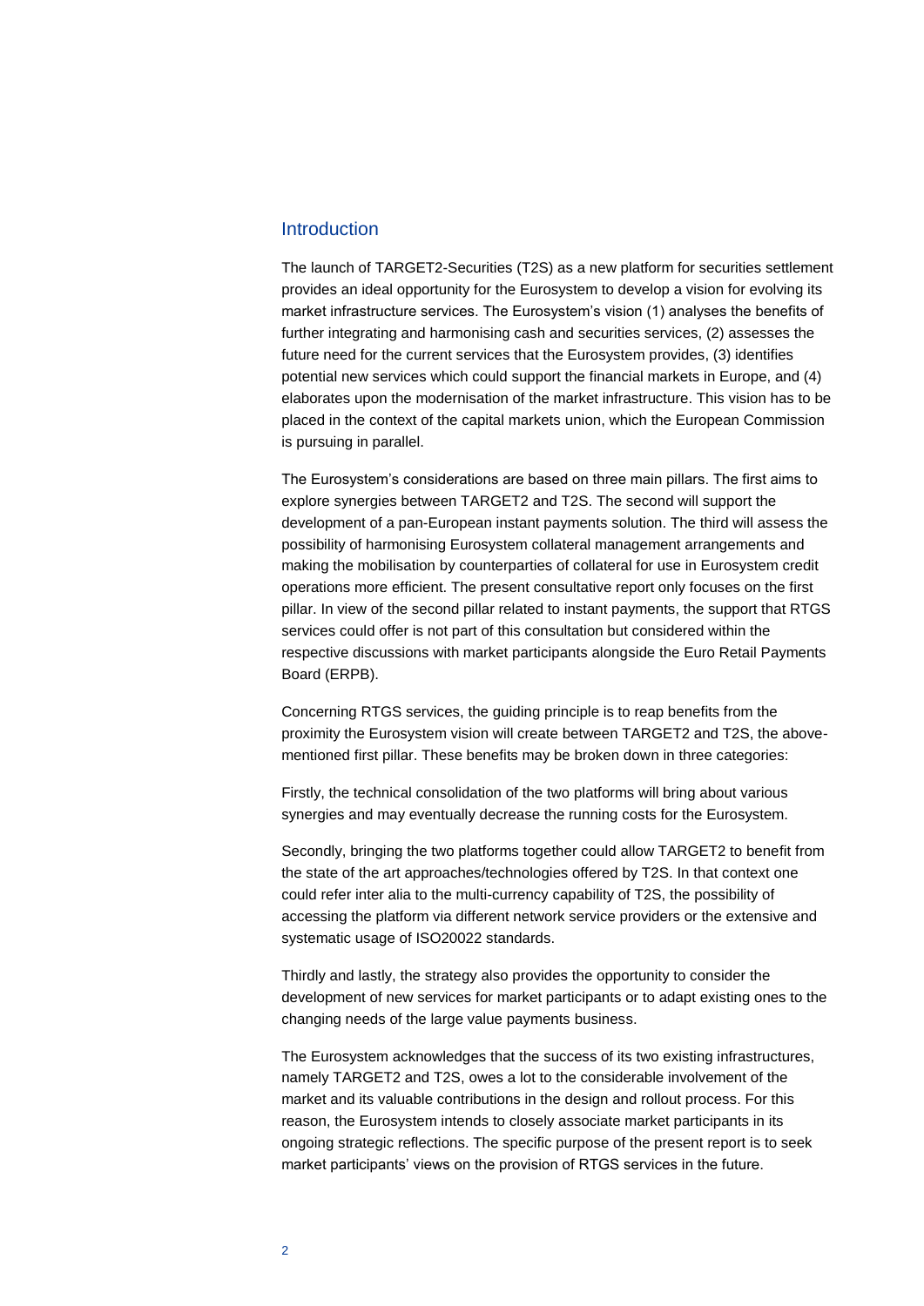## Introduction

The launch of TARGET2-Securities (T2S) as a new platform for securities settlement provides an ideal opportunity for the Eurosystem to develop a vision for evolving its market infrastructure services. The Eurosystem's vision (1) analyses the benefits of further integrating and harmonising cash and securities services, (2) assesses the future need for the current services that the Eurosystem provides, (3) identifies potential new services which could support the financial markets in Europe, and (4) elaborates upon the modernisation of the market infrastructure. This vision has to be placed in the context of the capital markets union, which the European Commission is pursuing in parallel.

The Eurosystem's considerations are based on three main pillars. The first aims to explore synergies between TARGET2 and T2S. The second will support the development of a pan-European instant payments solution. The third will assess the possibility of harmonising Eurosystem collateral management arrangements and making the mobilisation by counterparties of collateral for use in Eurosystem credit operations more efficient. The present consultative report only focuses on the first pillar. In view of the second pillar related to instant payments, the support that RTGS services could offer is not part of this consultation but considered within the respective discussions with market participants alongside the Euro Retail Payments Board (ERPB).

Concerning RTGS services, the guiding principle is to reap benefits from the proximity the Eurosystem vision will create between TARGET2 and T2S, the above-mentioned first pillar. These benefits may be broken down in three categories:

Firstly, the technical consolidation of the two platforms will bring about various synergies and may eventually decrease the running costs for the Eurosystem.

Secondly, bringing the two platforms together could allow TARGET2 to benefit from the state of the art approaches/technologies offered by T2S. In that context one could refer inter alia to the multi-currency capability of T2S, the possibility of accessing the platform via different network service providers or the extensive and systematic usage of ISO20022 standards.

Thirdly and lastly, the strategy also provides the opportunity to consider the development of new services for market participants or to adapt existing ones to the changing needs of the large value payments business.

The Eurosystem acknowledges that the success of its two existing infrastructures, namely TARGET2 and T2S, owes a lot to the considerable involvement of the market and its valuable contributions in the design and rollout process. For this reason, the Eurosystem intends to closely associate market participants in its ongoing strategic reflections. The specific purpose of the present report is to seek market participants' views on the provision of RTGS services in the future.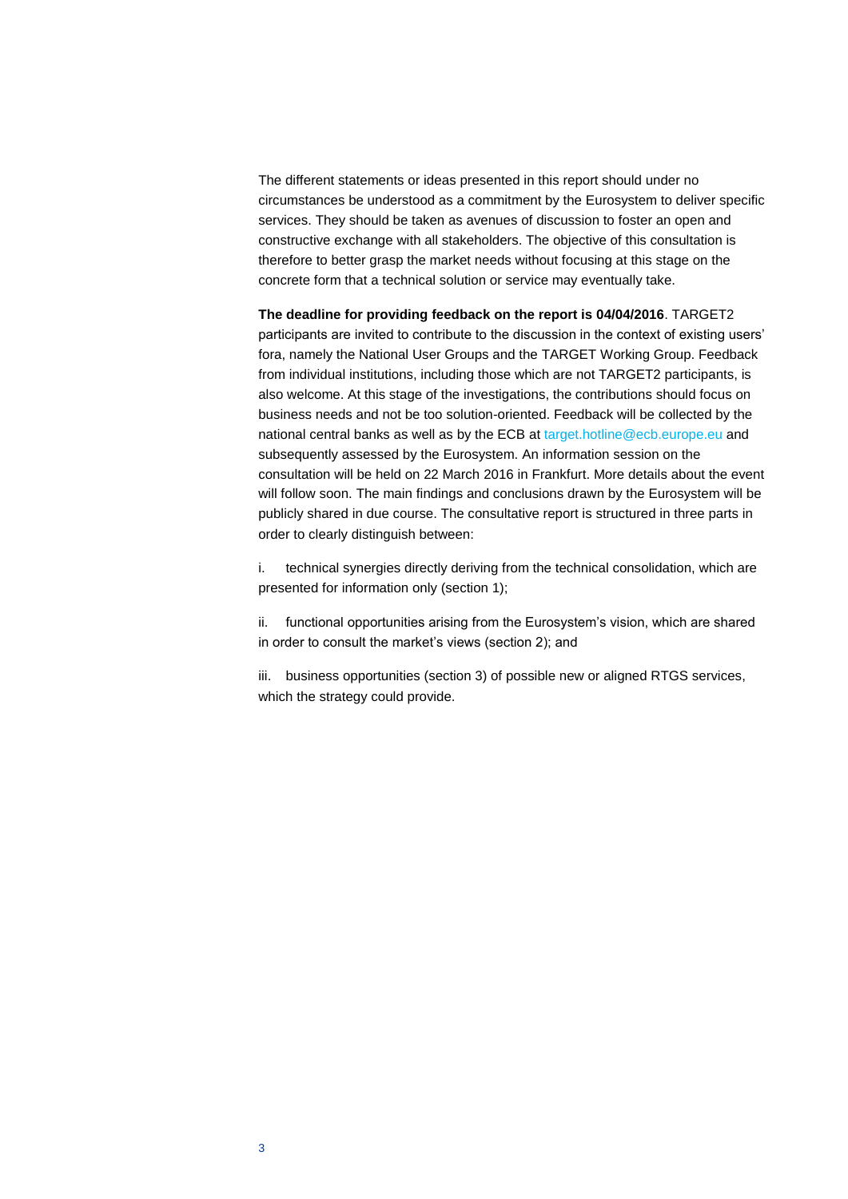The different statements or ideas presented in this report should under no circumstances be understood as a commitment by the Eurosystem to deliver specific services. They should be taken as avenues of discussion to foster an open and constructive exchange with all stakeholders. The objective of this consultation is therefore to better grasp the market needs without focusing at this stage on the concrete form that a technical solution or service may eventually take.

**The deadline for providing feedback on the report is 04/04/2016**. TARGET2 participants are invited to contribute to the discussion in the context of existing users' fora, namely the National User Groups and the TARGET Working Group. Feedback from individual institutions, including those which are not TARGET2 participants, is also welcome. At this stage of the investigations, the contributions should focus on business needs and not be too solution-oriented. Feedback will be collected by the national central banks as well as by the ECB at target.hotline@ecb.europe.eu and subsequently assessed by the Eurosystem. An information session on the consultation will be held on 22 March 2016 in Frankfurt. More details about the event will follow soon. The main findings and conclusions drawn by the Eurosystem will be publicly shared in due course. The consultative report is structured in three parts in order to clearly distinguish between:

i. technical synergies directly deriving from the technical consolidation, which are presented for information only (section 1);

ii. functional opportunities arising from the Eurosystem's vision, which are shared in order to consult the market's views (section 2); and

iii. business opportunities (section 3) of possible new or aligned RTGS services, which the strategy could provide.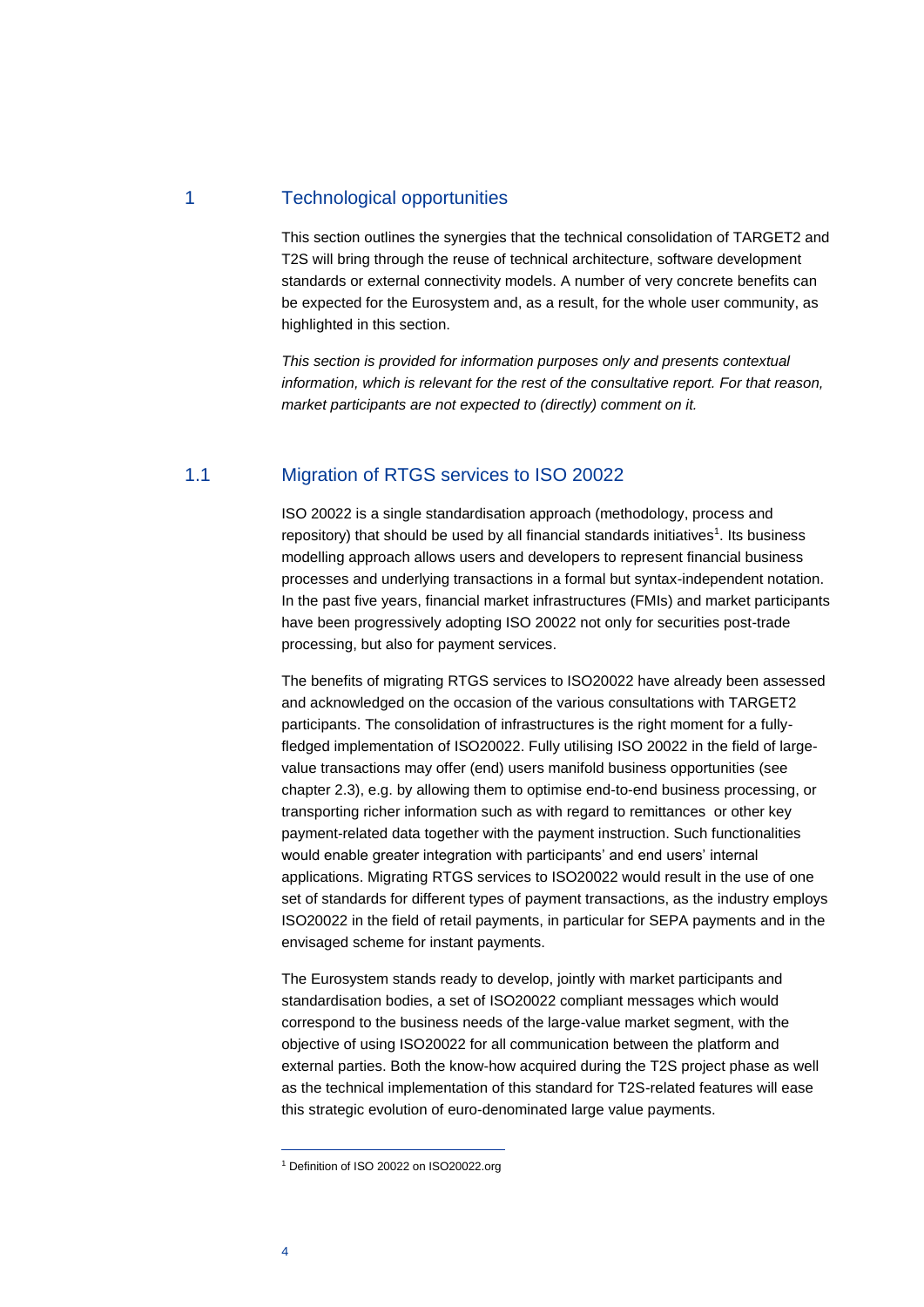# 1 Technological opportunities

This section outlines the synergies that the technical consolidation of TARGET2 and T2S will bring through the reuse of technical architecture, software development standards or external connectivity models. A number of very concrete benefits can be expected for the Eurosystem and, as a result, for the whole user community, as highlighted in this section.

*This section is provided for information purposes only and presents contextual information, which is relevant for the rest of the consultative report. For that reason, market participants are not expected to (directly) comment on it.*

## 1.1 Migration of RTGS services to ISO 20022

ISO 20022 is a single standardisation approach (methodology, process and repository) that should be used by all financial standards initiatives[1]. Its business modelling approach allows users and developers to represent financial business processes and underlying transactions in a formal but syntax-independent notation. In the past five years, financial market infrastructures (FMIs) and market participants have been progressively adopting ISO 20022 not only for securities post-trade processing, but also for payment services.

The benefits of migrating RTGS services to ISO20022 have already been assessed and acknowledged on the occasion of the various consultations with TARGET2 participants. The consolidation of infrastructures is the right moment for a fully-fledged implementation of ISO20022. Fully utilising ISO 20022 in the field of large-value transactions may offer (end) users manifold business opportunities (see chapter 2.3), e.g. by allowing them to optimise end-to-end business processing, or transporting richer information such as with regard to remittances or other key payment-related data together with the payment instruction. Such functionalities would enable greater integration with participants' and end users' internal applications. Migrating RTGS services to ISO20022 would result in the use of one set of standards for different types of payment transactions, as the industry employs ISO20022 in the field of retail payments, in particular for SEPA payments and in the envisaged scheme for instant payments.

The Eurosystem stands ready to develop, jointly with market participants and standardisation bodies, a set of ISO20022 compliant messages which would correspond to the business needs of the large-value market segment, with the objective of using ISO20022 for all communication between the platform and external parties. Both the know-how acquired during the T2S project phase as well as the technical implementation of this standard for T2S-related features will ease this strategic evolution of euro-denominated large value payments.

---

[1] Definition of ISO 20022 on ISO20022.org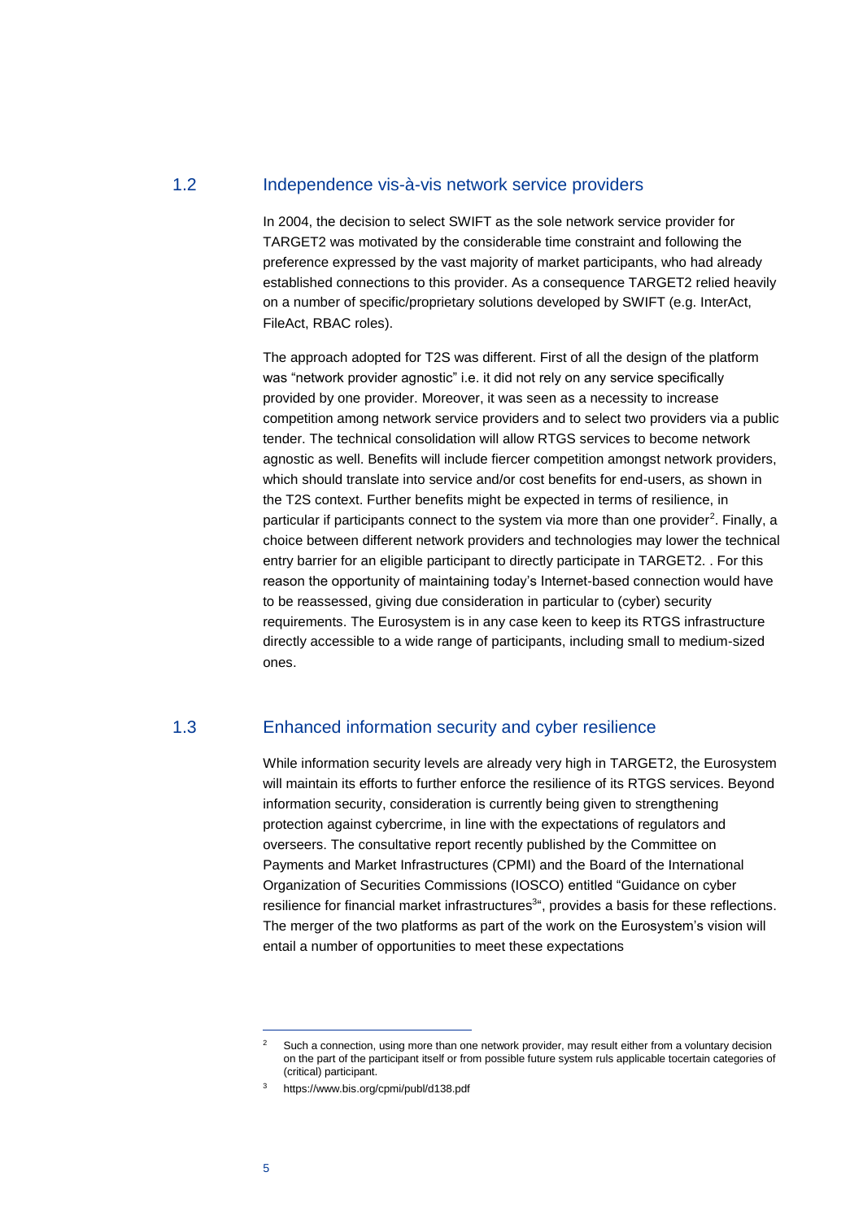## 1.2 Independence vis-à-vis network service providers

In 2004, the decision to select SWIFT as the sole network service provider for TARGET2 was motivated by the considerable time constraint and following the preference expressed by the vast majority of market participants, who had already established connections to this provider. As a consequence TARGET2 relied heavily on a number of specific/proprietary solutions developed by SWIFT (e.g. InterAct, FileAct, RBAC roles).

The approach adopted for T2S was different. First of all the design of the platform was "network provider agnostic" i.e. it did not rely on any service specifically provided by one provider. Moreover, it was seen as a necessity to increase competition among network service providers and to select two providers via a public tender. The technical consolidation will allow RTGS services to become network agnostic as well. Benefits will include fiercer competition amongst network providers, which should translate into service and/or cost benefits for end-users, as shown in the T2S context. Further benefits might be expected in terms of resilience, in particular if participants connect to the system via more than one provider[2]. Finally, a choice between different network providers and technologies may lower the technical entry barrier for an eligible participant to directly participate in TARGET2. . For this reason the opportunity of maintaining today's Internet-based connection would have to be reassessed, giving due consideration in particular to (cyber) security requirements. The Eurosystem is in any case keen to keep its RTGS infrastructure directly accessible to a wide range of participants, including small to medium-sized ones.

## 1.3 Enhanced information security and cyber resilience

While information security levels are already very high in TARGET2, the Eurosystem will maintain its efforts to further enforce the resilience of its RTGS services. Beyond information security, consideration is currently being given to strengthening protection against cybercrime, in line with the expectations of regulators and overseers. The consultative report recently published by the Committee on Payments and Market Infrastructures (CPMI) and the Board of the International Organization of Securities Commissions (IOSCO) entitled "Guidance on cyber resilience for financial market infrastructures[3]", provides a basis for these reflections. The merger of the two platforms as part of the work on the Eurosystem's vision will entail a number of opportunities to meet these expectations

---

[2] Such a connection, using more than one network provider, may result either from a voluntary decision on the part of the participant itself or from possible future system ruls applicable tocertain categories of (critical) participant.

[3] https://www.bis.org/cpmi/publ/d138.pdf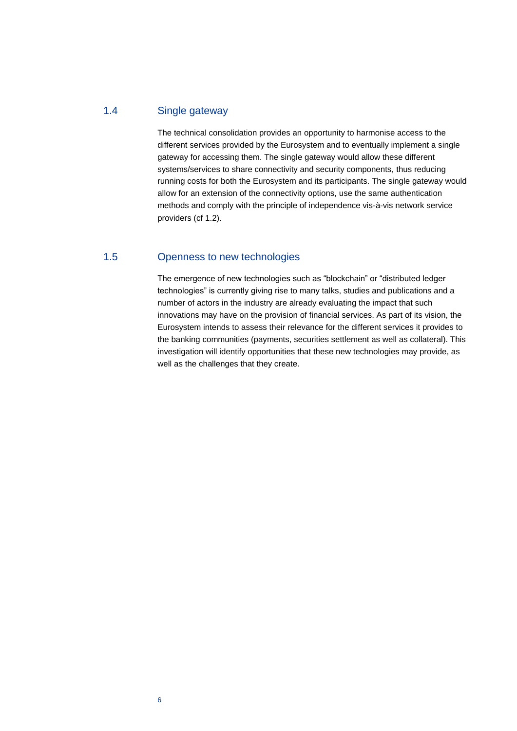## 1.4 Single gateway

The technical consolidation provides an opportunity to harmonise access to the different services provided by the Eurosystem and to eventually implement a single gateway for accessing them. The single gateway would allow these different systems/services to share connectivity and security components, thus reducing running costs for both the Eurosystem and its participants. The single gateway would allow for an extension of the connectivity options, use the same authentication methods and comply with the principle of independence vis-à-vis network service providers (cf 1.2).

## 1.5 Openness to new technologies

The emergence of new technologies such as “blockchain” or “distributed ledger technologies” is currently giving rise to many talks, studies and publications and a number of actors in the industry are already evaluating the impact that such innovations may have on the provision of financial services. As part of its vision, the Eurosystem intends to assess their relevance for the different services it provides to the banking communities (payments, securities settlement as well as collateral). This investigation will identify opportunities that these new technologies may provide, as well as the challenges that they create.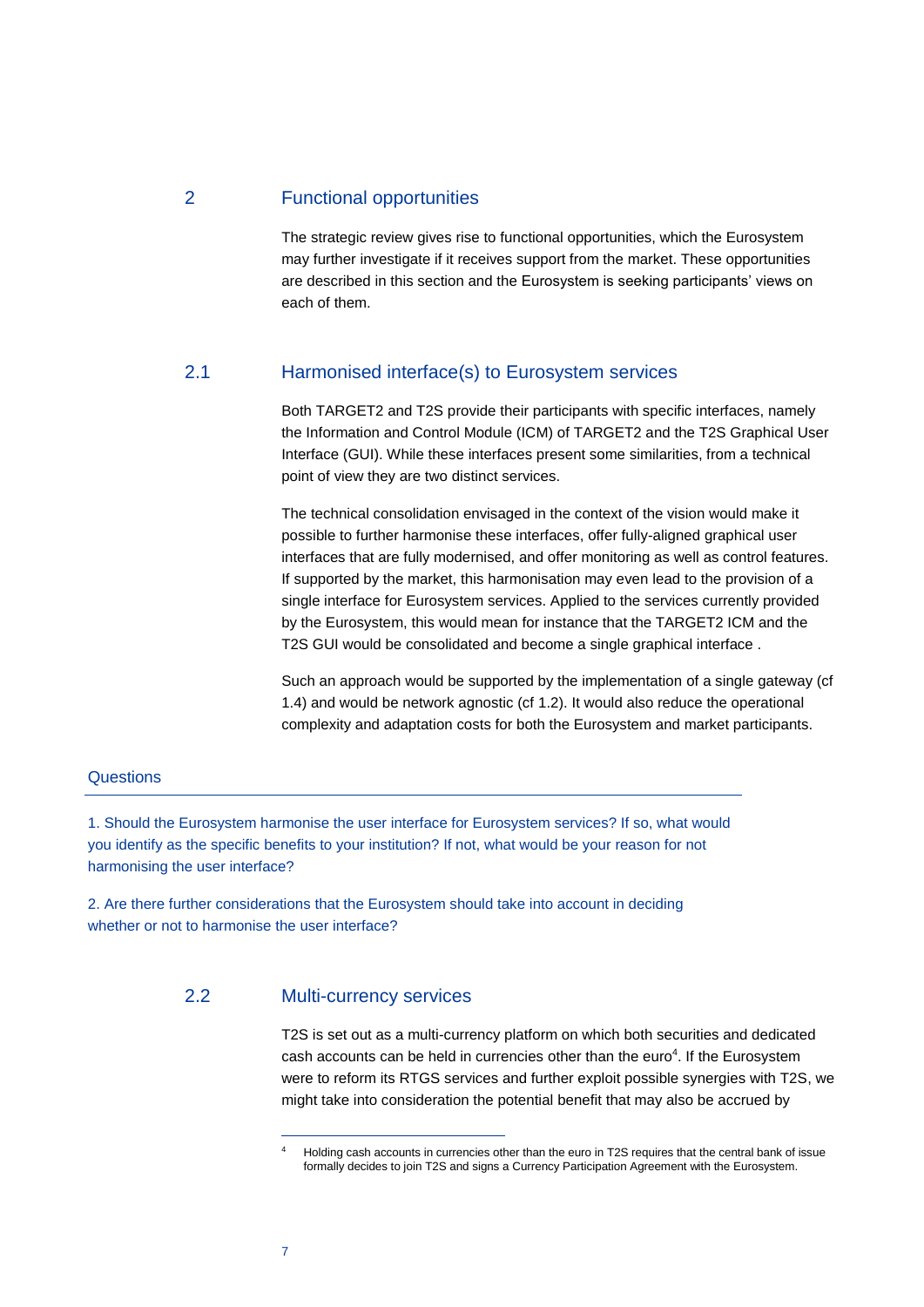## 2 Functional opportunities

The strategic review gives rise to functional opportunities, which the Eurosystem may further investigate if it receives support from the market. These opportunities are described in this section and the Eurosystem is seeking participants' views on each of them.

### 2.1 Harmonised interface(s) to Eurosystem services

Both TARGET2 and T2S provide their participants with specific interfaces, namely the Information and Control Module (ICM) of TARGET2 and the T2S Graphical User Interface (GUI). While these interfaces present some similarities, from a technical point of view they are two distinct services.

The technical consolidation envisaged in the context of the vision would make it possible to further harmonise these interfaces, offer fully-aligned graphical user interfaces that are fully modernised, and offer monitoring as well as control features. If supported by the market, this harmonisation may even lead to the provision of a single interface for Eurosystem services. Applied to the services currently provided by the Eurosystem, this would mean for instance that the TARGET2 ICM and the T2S GUI would be consolidated and become a single graphical interface .

Such an approach would be supported by the implementation of a single gateway (cf 1.4) and would be network agnostic (cf 1.2). It would also reduce the operational complexity and adaptation costs for both the Eurosystem and market participants.

#### Questions

1. Should the Eurosystem harmonise the user interface for Eurosystem services? If so, what would you identify as the specific benefits to your institution? If not, what would be your reason for not harmonising the user interface?

2. Are there further considerations that the Eurosystem should take into account in deciding whether or not to harmonise the user interface?

### 2.2 Multi-currency services

T2S is set out as a multi-currency platform on which both securities and dedicated cash accounts can be held in currencies other than the euro[4]. If the Eurosystem were to reform its RTGS services and further exploit possible synergies with T2S, we might take into consideration the potential benefit that may also be accrued by

[4] Holding cash accounts in currencies other than the euro in T2S requires that the central bank of issue formally decides to join T2S and signs a Currency Participation Agreement with the Eurosystem.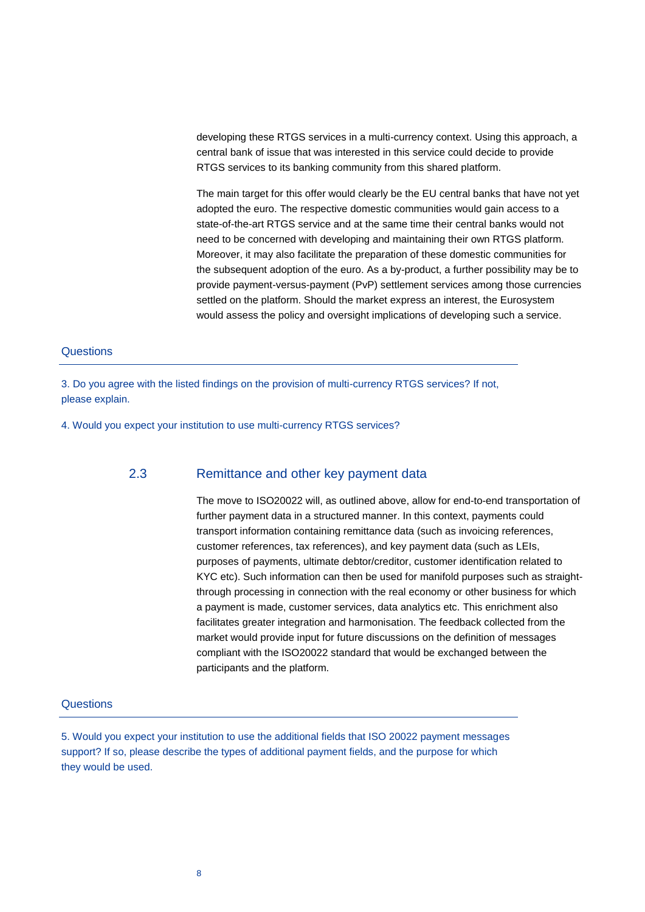developing these RTGS services in a multi-currency context. Using this approach, a central bank of issue that was interested in this service could decide to provide RTGS services to its banking community from this shared platform.

The main target for this offer would clearly be the EU central banks that have not yet adopted the euro. The respective domestic communities would gain access to a state-of-the-art RTGS service and at the same time their central banks would not need to be concerned with developing and maintaining their own RTGS platform. Moreover, it may also facilitate the preparation of these domestic communities for the subsequent adoption of the euro. As a by-product, a further possibility may be to provide payment-versus-payment (PvP) settlement services among those currencies settled on the platform. Should the market express an interest, the Eurosystem would assess the policy and oversight implications of developing such a service.

### Questions

3. Do you agree with the listed findings on the provision of multi-currency RTGS services? If not, please explain.

4. Would you expect your institution to use multi-currency RTGS services?

## 2.3 Remittance and other key payment data

The move to ISO20022 will, as outlined above, allow for end-to-end transportation of further payment data in a structured manner. In this context, payments could transport information containing remittance data (such as invoicing references, customer references, tax references), and key payment data (such as LEIs, purposes of payments, ultimate debtor/creditor, customer identification related to KYC etc). Such information can then be used for manifold purposes such as straight-through processing in connection with the real economy or other business for which a payment is made, customer services, data analytics etc. This enrichment also facilitates greater integration and harmonisation. The feedback collected from the market would provide input for future discussions on the definition of messages compliant with the ISO20022 standard that would be exchanged between the participants and the platform.

### Questions

5. Would you expect your institution to use the additional fields that ISO 20022 payment messages support? If so, please describe the types of additional payment fields, and the purpose for which they would be used.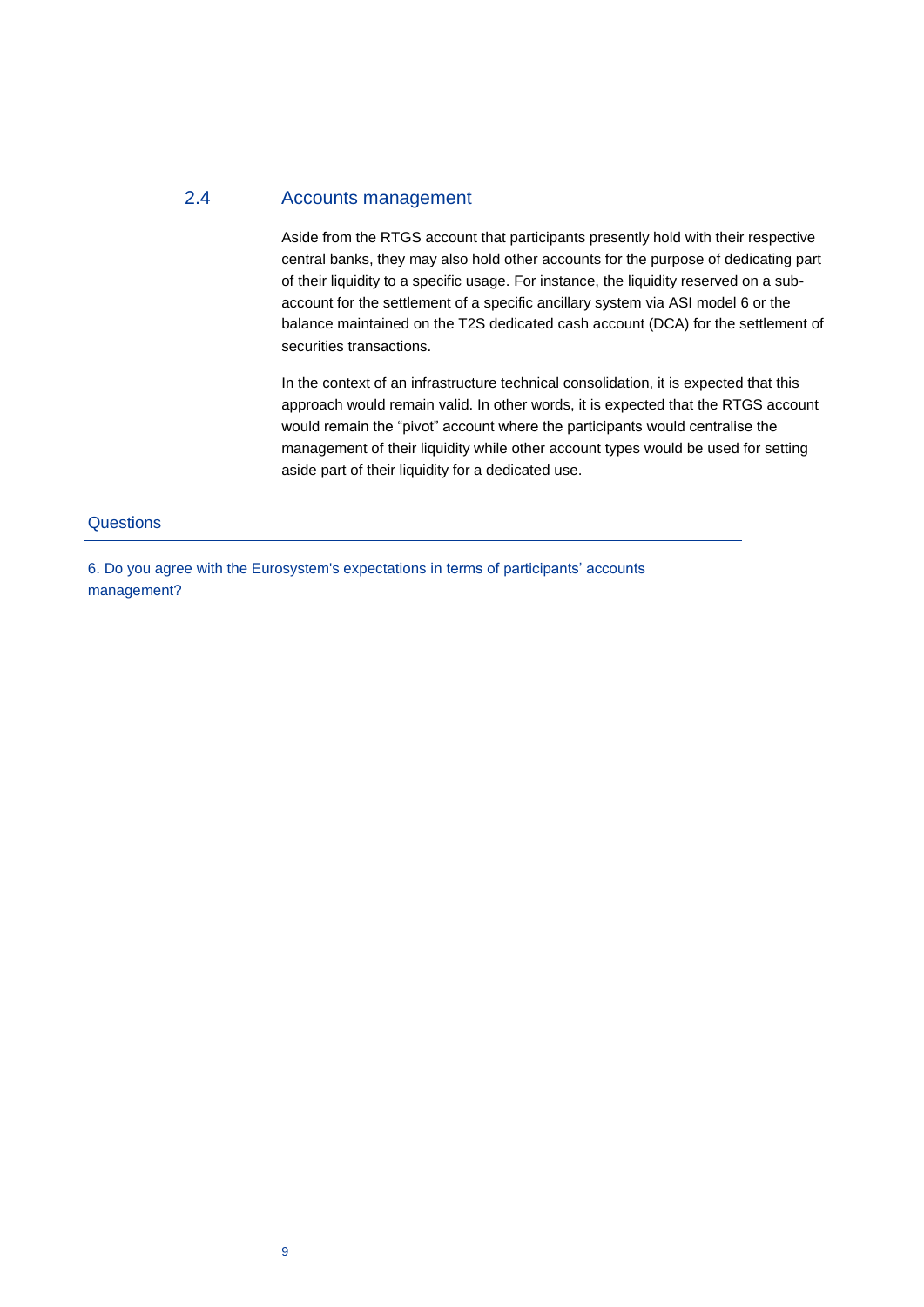## 2.4 Accounts management

Aside from the RTGS account that participants presently hold with their respective central banks, they may also hold other accounts for the purpose of dedicating part of their liquidity to a specific usage. For instance, the liquidity reserved on a sub-account for the settlement of a specific ancillary system via ASI model 6 or the balance maintained on the T2S dedicated cash account (DCA) for the settlement of securities transactions.

In the context of an infrastructure technical consolidation, it is expected that this approach would remain valid. In other words, it is expected that the RTGS account would remain the "pivot" account where the participants would centralise the management of their liquidity while other account types would be used for setting aside part of their liquidity for a dedicated use.

### Questions

6. Do you agree with the Eurosystem's expectations in terms of participants' accounts management?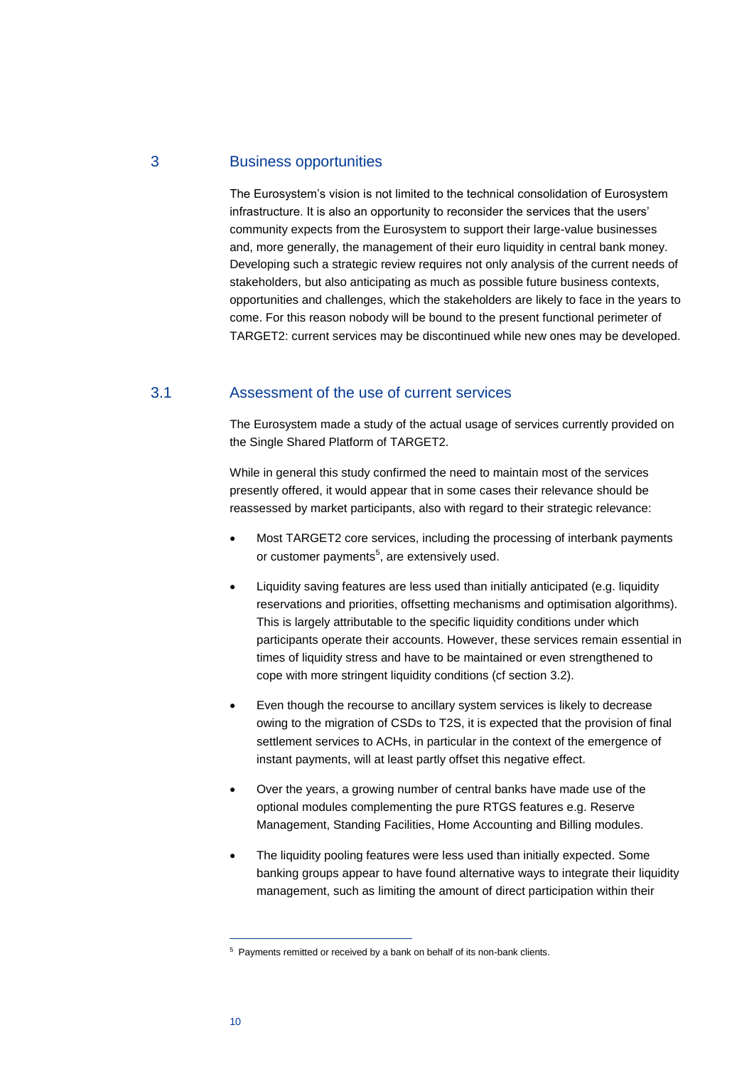# 3 Business opportunities

The Eurosystem's vision is not limited to the technical consolidation of Eurosystem infrastructure. It is also an opportunity to reconsider the services that the users' community expects from the Eurosystem to support their large-value businesses and, more generally, the management of their euro liquidity in central bank money. Developing such a strategic review requires not only analysis of the current needs of stakeholders, but also anticipating as much as possible future business contexts, opportunities and challenges, which the stakeholders are likely to face in the years to come. For this reason nobody will be bound to the present functional perimeter of TARGET2: current services may be discontinued while new ones may be developed.

## 3.1 Assessment of the use of current services

The Eurosystem made a study of the actual usage of services currently provided on the Single Shared Platform of TARGET2.

While in general this study confirmed the need to maintain most of the services presently offered, it would appear that in some cases their relevance should be reassessed by market participants, also with regard to their strategic relevance:

- Most TARGET2 core services, including the processing of interbank payments or customer payments[5], are extensively used.
- Liquidity saving features are less used than initially anticipated (e.g. liquidity reservations and priorities, offsetting mechanisms and optimisation algorithms). This is largely attributable to the specific liquidity conditions under which participants operate their accounts. However, these services remain essential in times of liquidity stress and have to be maintained or even strengthened to cope with more stringent liquidity conditions (cf section 3.2).
- Even though the recourse to ancillary system services is likely to decrease owing to the migration of CSDs to T2S, it is expected that the provision of final settlement services to ACHs, in particular in the context of the emergence of instant payments, will at least partly offset this negative effect.
- Over the years, a growing number of central banks have made use of the optional modules complementing the pure RTGS features e.g. Reserve Management, Standing Facilities, Home Accounting and Billing modules.
- The liquidity pooling features were less used than initially expected. Some banking groups appear to have found alternative ways to integrate their liquidity management, such as limiting the amount of direct participation within their

[5] Payments remitted or received by a bank on behalf of its non-bank clients.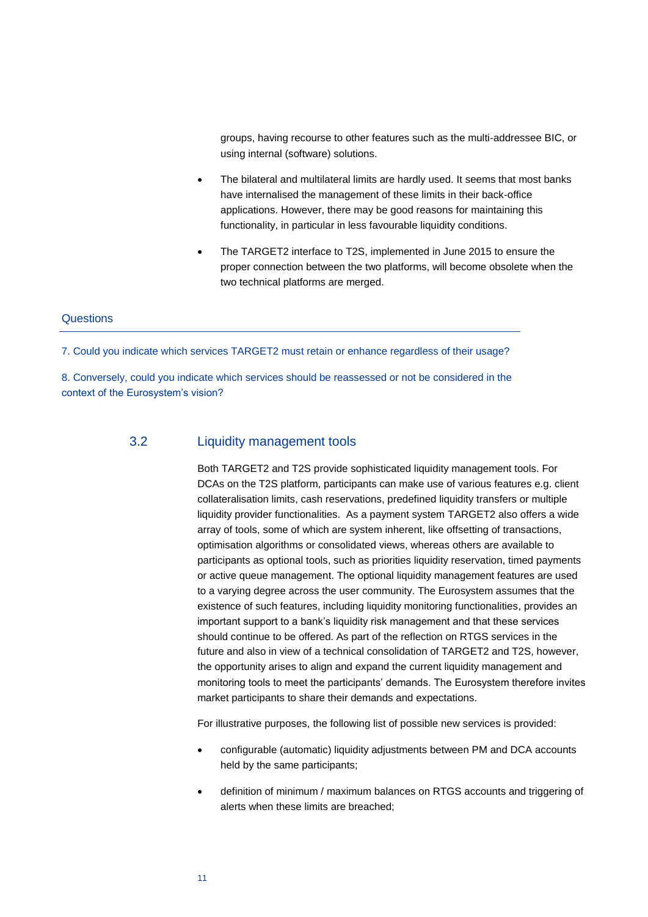groups, having recourse to other features such as the multi-addressee BIC, or using internal (software) solutions.

- The bilateral and multilateral limits are hardly used. It seems that most banks have internalised the management of these limits in their back-office applications. However, there may be good reasons for maintaining this functionality, in particular in less favourable liquidity conditions.
- The TARGET2 interface to T2S, implemented in June 2015 to ensure the proper connection between the two platforms, will become obsolete when the two technical platforms are merged.

### Questions

7. Could you indicate which services TARGET2 must retain or enhance regardless of their usage?

8. Conversely, could you indicate which services should be reassessed or not be considered in the context of the Eurosystem's vision?

## 3.2 Liquidity management tools

Both TARGET2 and T2S provide sophisticated liquidity management tools. For DCAs on the T2S platform, participants can make use of various features e.g. client collateralisation limits, cash reservations, predefined liquidity transfers or multiple liquidity provider functionalities. As a payment system TARGET2 also offers a wide array of tools, some of which are system inherent, like offsetting of transactions, optimisation algorithms or consolidated views, whereas others are available to participants as optional tools, such as priorities liquidity reservation, timed payments or active queue management. The optional liquidity management features are used to a varying degree across the user community. The Eurosystem assumes that the existence of such features, including liquidity monitoring functionalities, provides an important support to a bank's liquidity risk management and that these services should continue to be offered. As part of the reflection on RTGS services in the future and also in view of a technical consolidation of TARGET2 and T2S, however, the opportunity arises to align and expand the current liquidity management and monitoring tools to meet the participants' demands. The Eurosystem therefore invites market participants to share their demands and expectations.

For illustrative purposes, the following list of possible new services is provided:

- configurable (automatic) liquidity adjustments between PM and DCA accounts held by the same participants;
- definition of minimum / maximum balances on RTGS accounts and triggering of alerts when these limits are breached;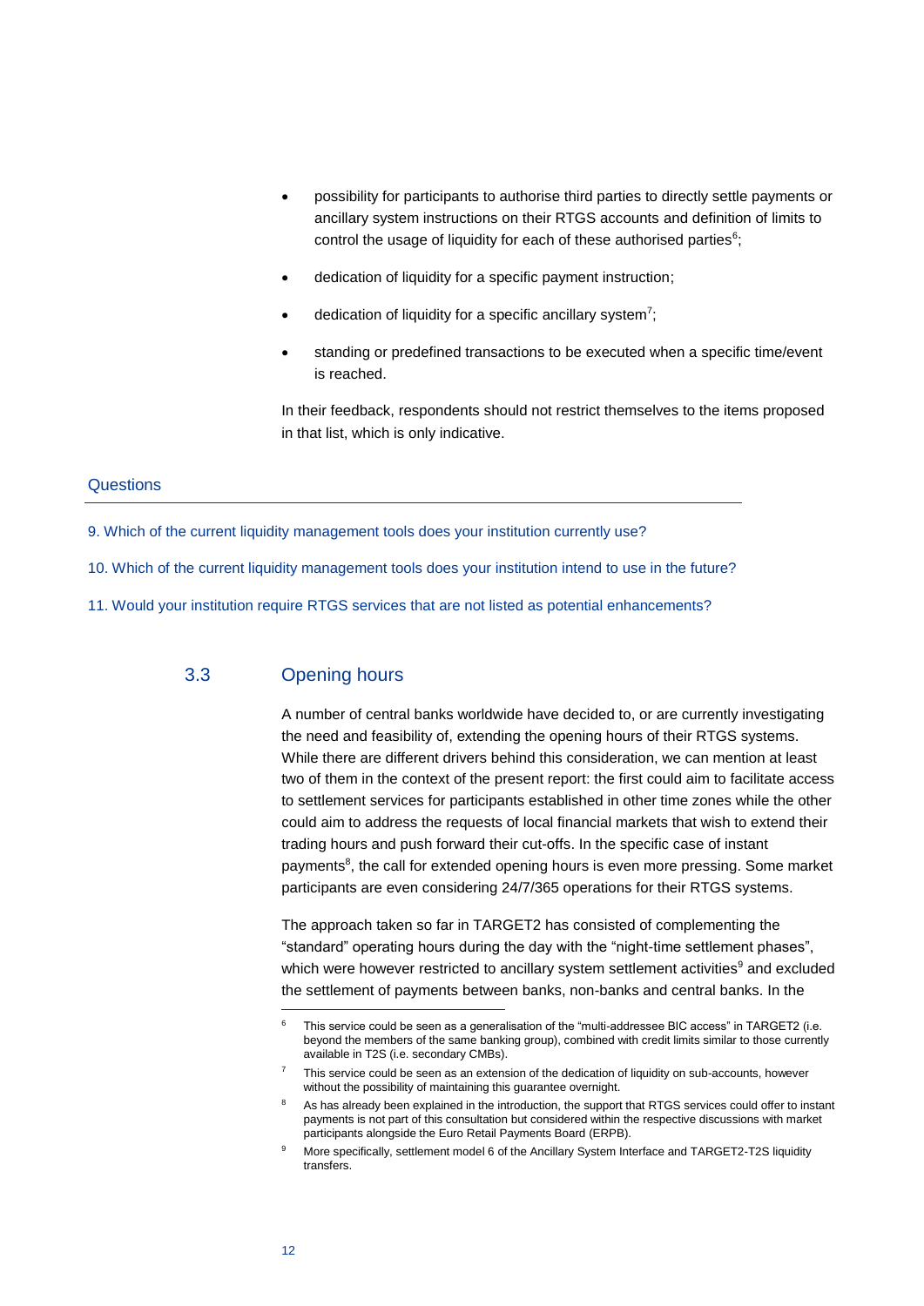- possibility for participants to authorise third parties to directly settle payments or ancillary system instructions on their RTGS accounts and definition of limits to control the usage of liquidity for each of these authorised parties[6];
- dedication of liquidity for a specific payment instruction;
- dedication of liquidity for a specific ancillary system[7];
- standing or predefined transactions to be executed when a specific time/event is reached.

In their feedback, respondents should not restrict themselves to the items proposed in that list, which is only indicative.

#### Questions

9. Which of the current liquidity management tools does your institution currently use?

10. Which of the current liquidity management tools does your institution intend to use in the future?

11. Would your institution require RTGS services that are not listed as potential enhancements?

## 3.3 Opening hours

A number of central banks worldwide have decided to, or are currently investigating the need and feasibility of, extending the opening hours of their RTGS systems. While there are different drivers behind this consideration, we can mention at least two of them in the context of the present report: the first could aim to facilitate access to settlement services for participants established in other time zones while the other could aim to address the requests of local financial markets that wish to extend their trading hours and push forward their cut-offs. In the specific case of instant payments[8], the call for extended opening hours is even more pressing. Some market participants are even considering 24/7/365 operations for their RTGS systems.

The approach taken so far in TARGET2 has consisted of complementing the "standard" operating hours during the day with the "night-time settlement phases", which were however restricted to ancillary system settlement activities[9] and excluded the settlement of payments between banks, non-banks and central banks. In the

---

[6] This service could be seen as a generalisation of the "multi-addressee BIC access" in TARGET2 (i.e. beyond the members of the same banking group), combined with credit limits similar to those currently available in T2S (i.e. secondary CMBs).

[7] This service could be seen as an extension of the dedication of liquidity on sub-accounts, however without the possibility of maintaining this guarantee overnight.

[8] As has already been explained in the introduction, the support that RTGS services could offer to instant payments is not part of this consultation but considered within the respective discussions with market participants alongside the Euro Retail Payments Board (ERPB).

[9] More specifically, settlement model 6 of the Ancillary System Interface and TARGET2-T2S liquidity transfers.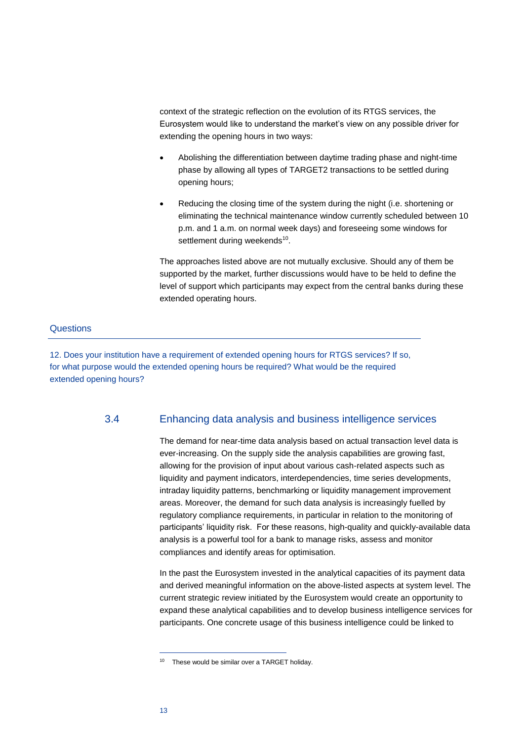context of the strategic reflection on the evolution of its RTGS services, the Eurosystem would like to understand the market's view on any possible driver for extending the opening hours in two ways:

- Abolishing the differentiation between daytime trading phase and night-time phase by allowing all types of TARGET2 transactions to be settled during opening hours;
- Reducing the closing time of the system during the night (i.e. shortening or eliminating the technical maintenance window currently scheduled between 10 p.m. and 1 a.m. on normal week days) and foreseeing some windows for settlement during weekends[10].

The approaches listed above are not mutually exclusive. Should any of them be supported by the market, further discussions would have to be held to define the level of support which participants may expect from the central banks during these extended operating hours.

### Questions

12. Does your institution have a requirement of extended opening hours for RTGS services? If so, for what purpose would the extended opening hours be required? What would be the required extended opening hours?

## 3.4 Enhancing data analysis and business intelligence services

The demand for near-time data analysis based on actual transaction level data is ever-increasing. On the supply side the analysis capabilities are growing fast, allowing for the provision of input about various cash-related aspects such as liquidity and payment indicators, interdependencies, time series developments, intraday liquidity patterns, benchmarking or liquidity management improvement areas. Moreover, the demand for such data analysis is increasingly fuelled by regulatory compliance requirements, in particular in relation to the monitoring of participants' liquidity risk. For these reasons, high-quality and quickly-available data analysis is a powerful tool for a bank to manage risks, assess and monitor compliances and identify areas for optimisation.

In the past the Eurosystem invested in the analytical capacities of its payment data and derived meaningful information on the above-listed aspects at system level. The current strategic review initiated by the Eurosystem would create an opportunity to expand these analytical capabilities and to develop business intelligence services for participants. One concrete usage of this business intelligence could be linked to

[10] These would be similar over a TARGET holiday.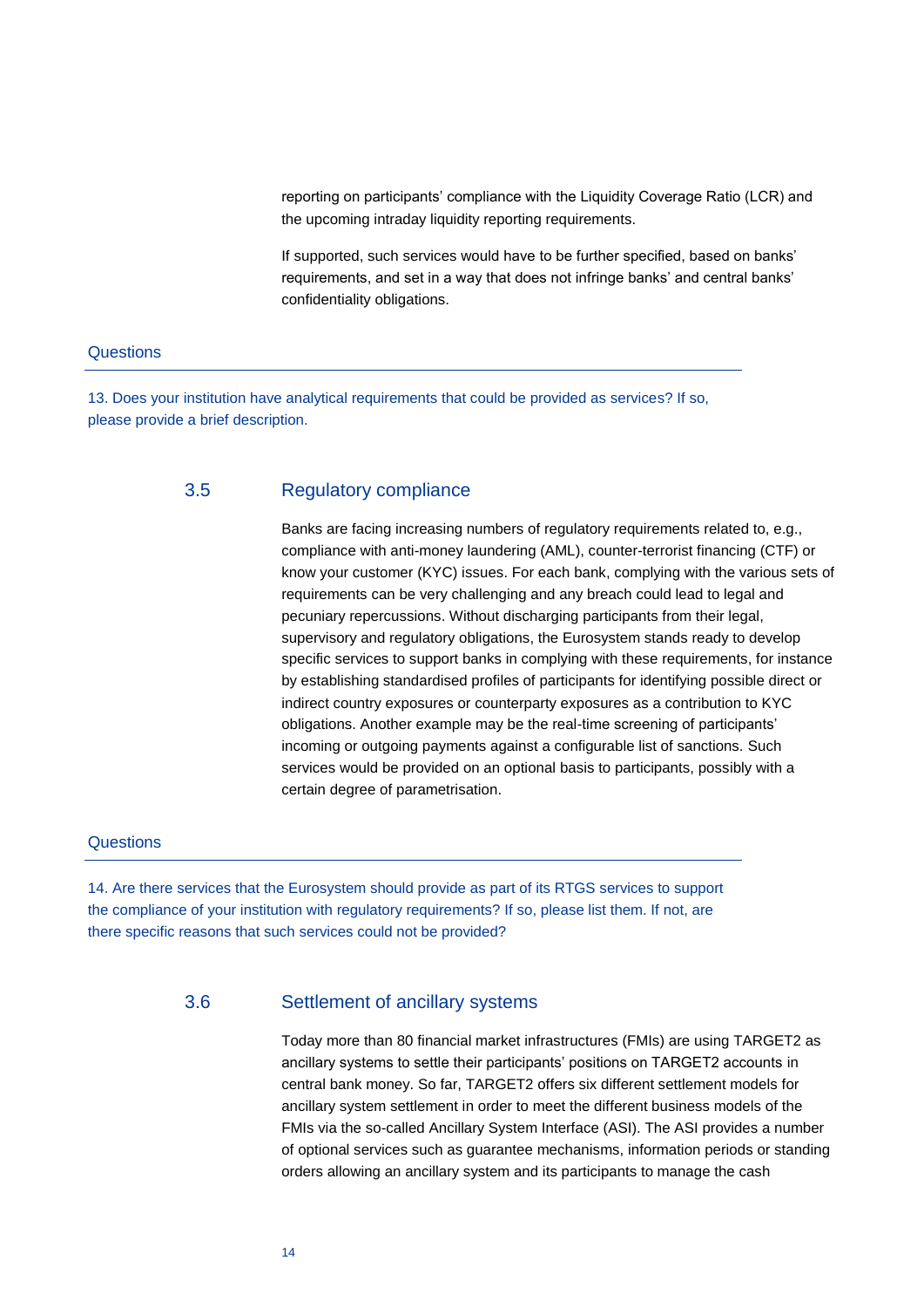reporting on participants' compliance with the Liquidity Coverage Ratio (LCR) and the upcoming intraday liquidity reporting requirements.

If supported, such services would have to be further specified, based on banks' requirements, and set in a way that does not infringe banks' and central banks' confidentiality obligations.

#### Questions

13. Does your institution have analytical requirements that could be provided as services? If so, please provide a brief description.

## 3.5 Regulatory compliance

Banks are facing increasing numbers of regulatory requirements related to, e.g., compliance with anti-money laundering (AML), counter-terrorist financing (CTF) or know your customer (KYC) issues. For each bank, complying with the various sets of requirements can be very challenging and any breach could lead to legal and pecuniary repercussions. Without discharging participants from their legal, supervisory and regulatory obligations, the Eurosystem stands ready to develop specific services to support banks in complying with these requirements, for instance by establishing standardised profiles of participants for identifying possible direct or indirect country exposures or counterparty exposures as a contribution to KYC obligations. Another example may be the real-time screening of participants' incoming or outgoing payments against a configurable list of sanctions. Such services would be provided on an optional basis to participants, possibly with a certain degree of parametrisation.

#### Questions

14. Are there services that the Eurosystem should provide as part of its RTGS services to support the compliance of your institution with regulatory requirements? If so, please list them. If not, are there specific reasons that such services could not be provided?

## 3.6 Settlement of ancillary systems

Today more than 80 financial market infrastructures (FMIs) are using TARGET2 as ancillary systems to settle their participants' positions on TARGET2 accounts in central bank money. So far, TARGET2 offers six different settlement models for ancillary system settlement in order to meet the different business models of the FMIs via the so-called Ancillary System Interface (ASI). The ASI provides a number of optional services such as guarantee mechanisms, information periods or standing orders allowing an ancillary system and its participants to manage the cash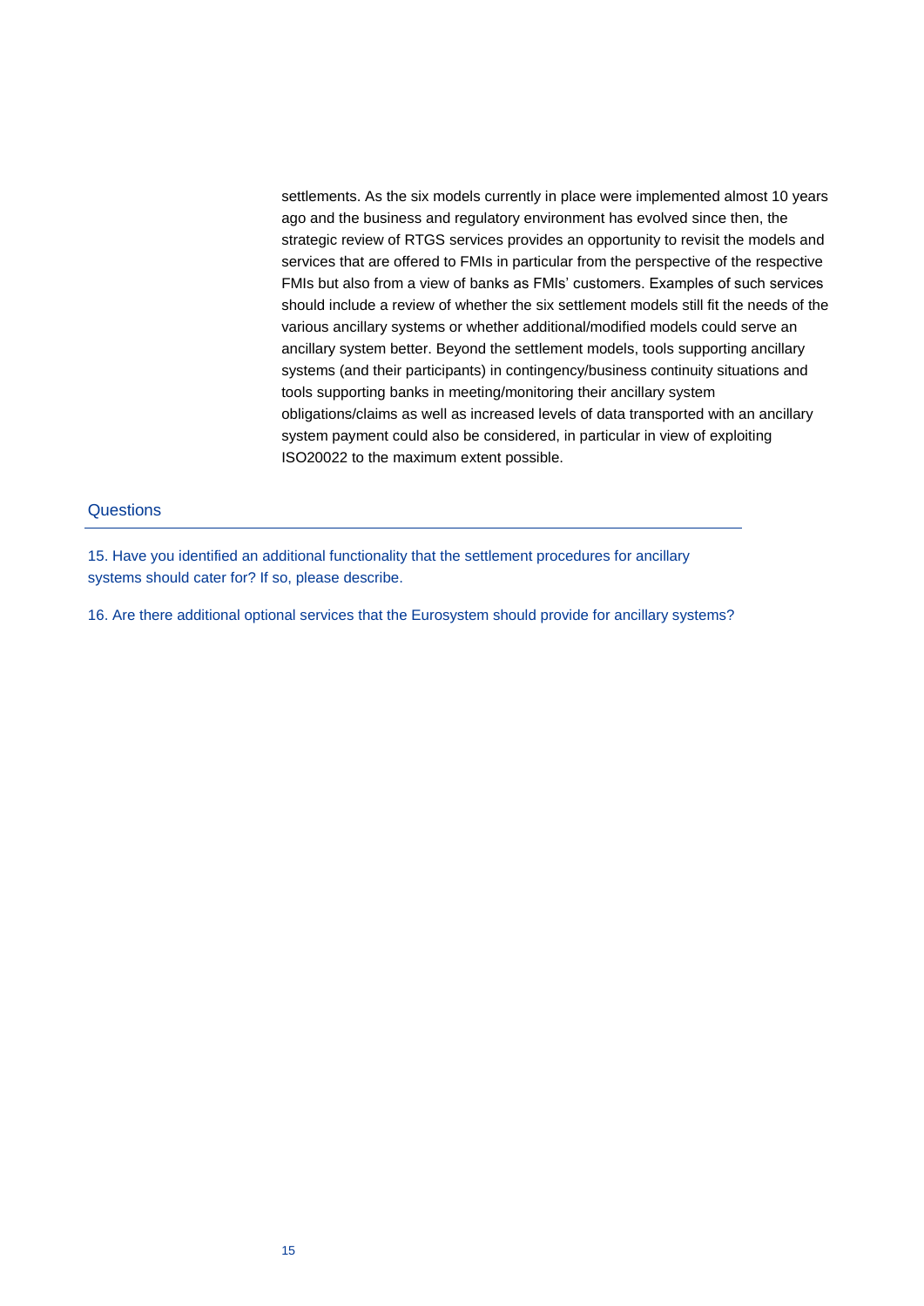settlements. As the six models currently in place were implemented almost 10 years ago and the business and regulatory environment has evolved since then, the strategic review of RTGS services provides an opportunity to revisit the models and services that are offered to FMIs in particular from the perspective of the respective FMIs but also from a view of banks as FMIs' customers. Examples of such services should include a review of whether the six settlement models still fit the needs of the various ancillary systems or whether additional/modified models could serve an ancillary system better. Beyond the settlement models, tools supporting ancillary systems (and their participants) in contingency/business continuity situations and tools supporting banks in meeting/monitoring their ancillary system obligations/claims as well as increased levels of data transported with an ancillary system payment could also be considered, in particular in view of exploiting ISO20022 to the maximum extent possible.

## Questions

15. Have you identified an additional functionality that the settlement procedures for ancillary systems should cater for? If so, please describe.

16. Are there additional optional services that the Eurosystem should provide for ancillary systems?